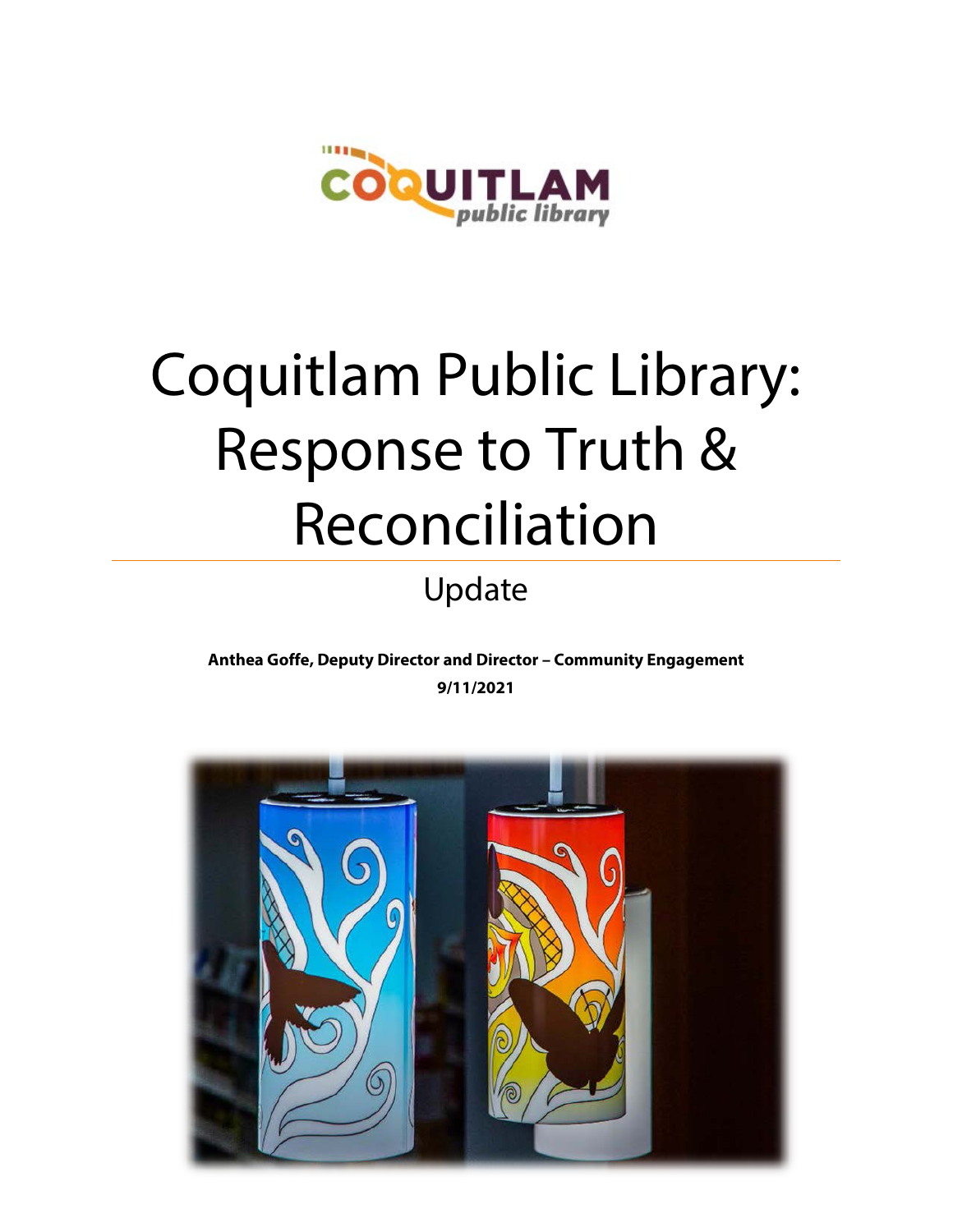# Coquitlam Public Library: Response to Truth & Reconciliation

## Update

**Anthea Goffe, Deputy Director and Director – Community Engagement**

**9/11/2021**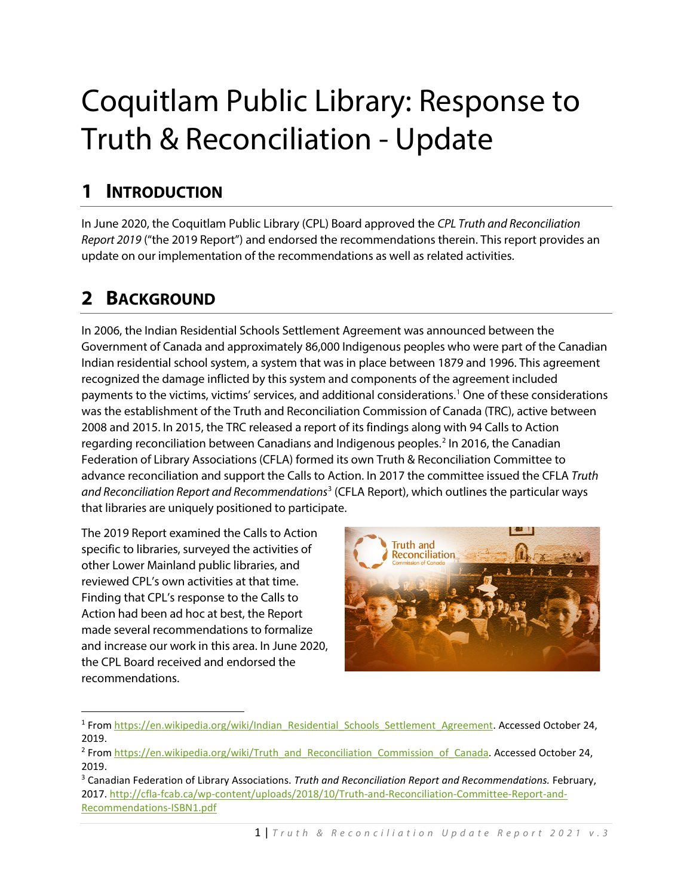# Coquitlam Public Library: Response to Truth & Reconciliation - Update

## 1 Introduction

In June 2020, the Coquitlam Public Library (CPL) Board approved the *CPL Truth and Reconciliation Report 2019* ("the 2019 Report") and endorsed the recommendations therein. This report provides an update on our implementation of the recommendations as well as related activities.

## 2 Background

In 2006, the Indian Residential Schools Settlement Agreement was announced between the Government of Canada and approximately 86,000 Indigenous peoples who were part of the Canadian Indian residential school system, a system that was in place between 1879 and 1996. This agreement recognized the damage inflicted by this system and components of the agreement included payments to the victims, victims' services, and additional considerations.[1] One of these considerations was the establishment of the Truth and Reconciliation Commission of Canada (TRC), active between 2008 and 2015. In 2015, the TRC released a report of its findings along with 94 Calls to Action regarding reconciliation between Canadians and Indigenous peoples.[2] In 2016, the Canadian Federation of Library Associations (CFLA) formed its own Truth & Reconciliation Committee to advance reconciliation and support the Calls to Action. In 2017 the committee issued the CFLA *Truth and Reconciliation Report and Recommendations*[3] (CFLA Report), which outlines the particular ways that libraries are uniquely positioned to participate.

The 2019 Report examined the Calls to Action specific to libraries, surveyed the activities of other Lower Mainland public libraries, and reviewed CPL's own activities at that time. Finding that CPL's response to the Calls to Action had been ad hoc at best, the Report made several recommendations to formalize and increase our work in this area. In June 2020, the CPL Board received and endorsed the recommendations.

---

[1] From https://en.wikipedia.org/wiki/Indian_Residential_Schools_Settlement_Agreement. Accessed October 24, 2019.

[2] From https://en.wikipedia.org/wiki/Truth_and_Reconciliation_Commission_of_Canada. Accessed October 24, 2019.

[3] Canadian Federation of Library Associations. *Truth and Reconciliation Report and Recommendations.* February, 2017. http://cfla-fcab.ca/wp-content/uploads/2018/10/Truth-and-Reconciliation-Committee-Report-and-Recommendations-ISBN1.pdf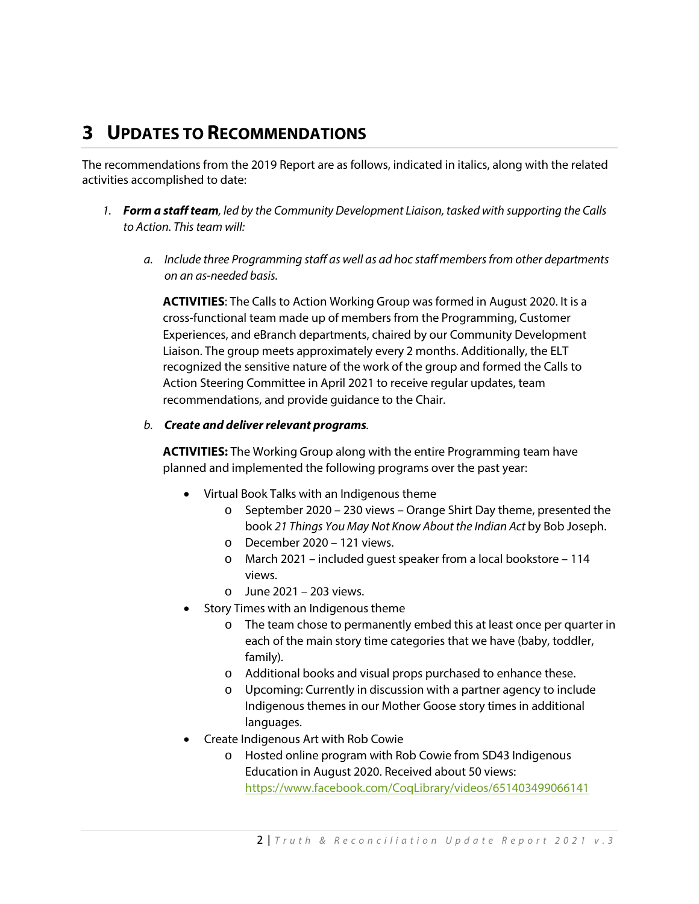# 3 UPDATES TO RECOMMENDATIONS

The recommendations from the 2019 Report are as follows, indicated in italics, along with the related activities accomplished to date:

1. ***Form a staff team****, led by the Community Development Liaison, tasked with supporting the Calls to Action. This team will:*

   a. *Include three Programming staff as well as ad hoc staff members from other departments on an as-needed basis.*

   **ACTIVITIES**: The Calls to Action Working Group was formed in August 2020. It is a cross-functional team made up of members from the Programming, Customer Experiences, and eBranch departments, chaired by our Community Development Liaison. The group meets approximately every 2 months. Additionally, the ELT recognized the sensitive nature of the work of the group and formed the Calls to Action Steering Committee in April 2021 to receive regular updates, team recommendations, and provide guidance to the Chair.

   b. ***Create and deliver relevant programs****.*

   **ACTIVITIES:** The Working Group along with the entire Programming team have planned and implemented the following programs over the past year:

   - Virtual Book Talks with an Indigenous theme
     - September 2020 – 230 views – Orange Shirt Day theme, presented the book *21 Things You May Not Know About the Indian Act* by Bob Joseph.
     - December 2020 – 121 views.
     - March 2021 – included guest speaker from a local bookstore – 114 views.
     - June 2021 – 203 views.
   - Story Times with an Indigenous theme
     - The team chose to permanently embed this at least once per quarter in each of the main story time categories that we have (baby, toddler, family).
     - Additional books and visual props purchased to enhance these.
     - Upcoming: Currently in discussion with a partner agency to include Indigenous themes in our Mother Goose story times in additional languages.
   - Create Indigenous Art with Rob Cowie
     - Hosted online program with Rob Cowie from SD43 Indigenous Education in August 2020. Received about 50 views: https://www.facebook.com/CoqLibrary/videos/651403499066141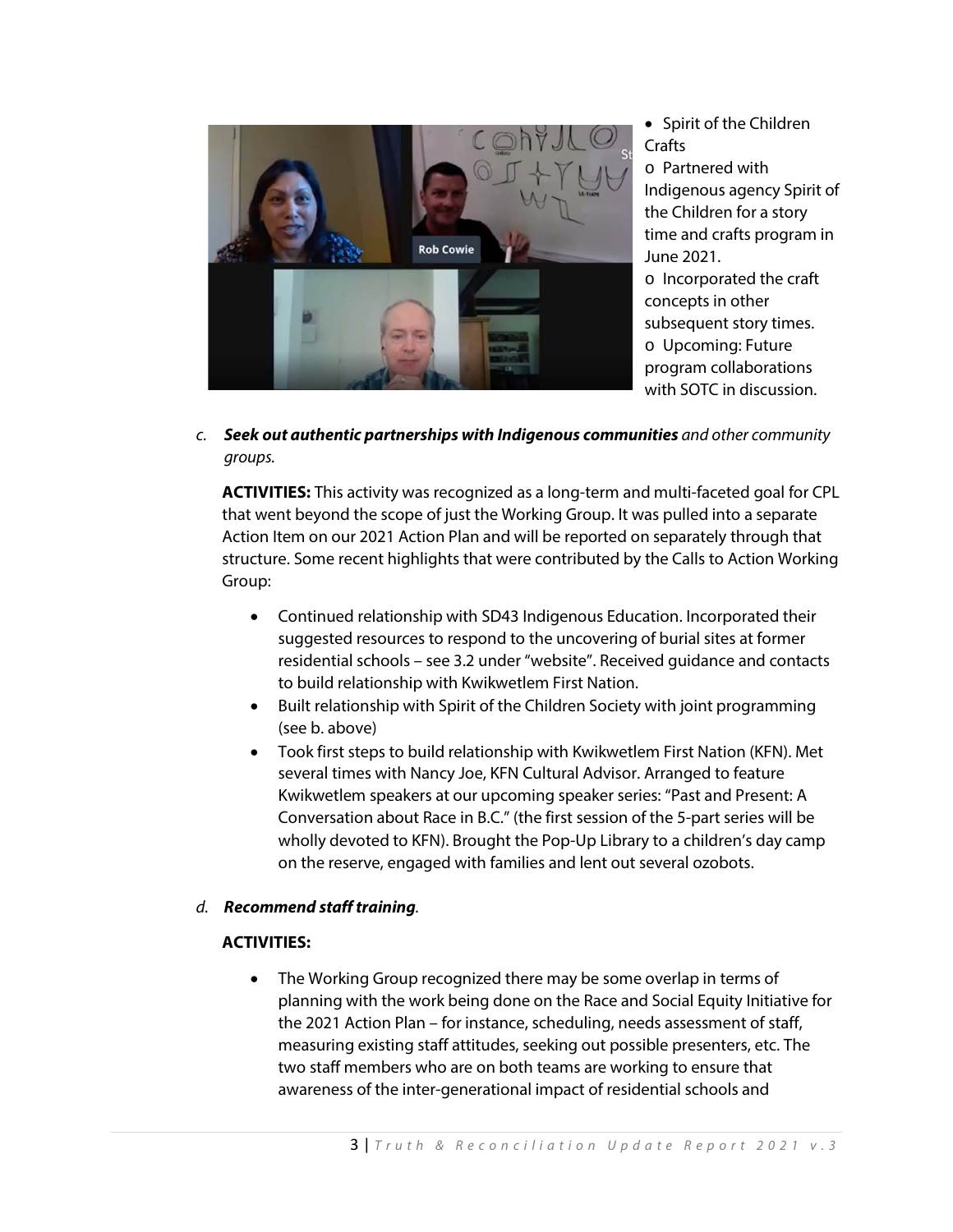- Spirit of the Children Crafts
  - Partnered with Indigenous agency Spirit of the Children for a story time and crafts program in June 2021.
  - Incorporated the craft concepts in other subsequent story times.
  - Upcoming: Future program collaborations with SOTC in discussion.

c. ***Seek out authentic partnerships with Indigenous communities*** *and other community groups.*

**ACTIVITIES:** This activity was recognized as a long-term and multi-faceted goal for CPL that went beyond the scope of just the Working Group. It was pulled into a separate Action Item on our 2021 Action Plan and will be reported on separately through that structure. Some recent highlights that were contributed by the Calls to Action Working Group:

- Continued relationship with SD43 Indigenous Education. Incorporated their suggested resources to respond to the uncovering of burial sites at former residential schools – see 3.2 under "website". Received guidance and contacts to build relationship with Kwikwetlem First Nation.
- Built relationship with Spirit of the Children Society with joint programming (see b. above)
- Took first steps to build relationship with Kwikwetlem First Nation (KFN). Met several times with Nancy Joe, KFN Cultural Advisor. Arranged to feature Kwikwetlem speakers at our upcoming speaker series: "Past and Present: A Conversation about Race in B.C." (the first session of the 5-part series will be wholly devoted to KFN). Brought the Pop-Up Library to a children's day camp on the reserve, engaged with families and lent out several ozobots.

d. ***Recommend staff training****.*

**ACTIVITIES:**

- The Working Group recognized there may be some overlap in terms of planning with the work being done on the Race and Social Equity Initiative for the 2021 Action Plan – for instance, scheduling, needs assessment of staff, measuring existing staff attitudes, seeking out possible presenters, etc. The two staff members who are on both teams are working to ensure that awareness of the inter-generational impact of residential schools and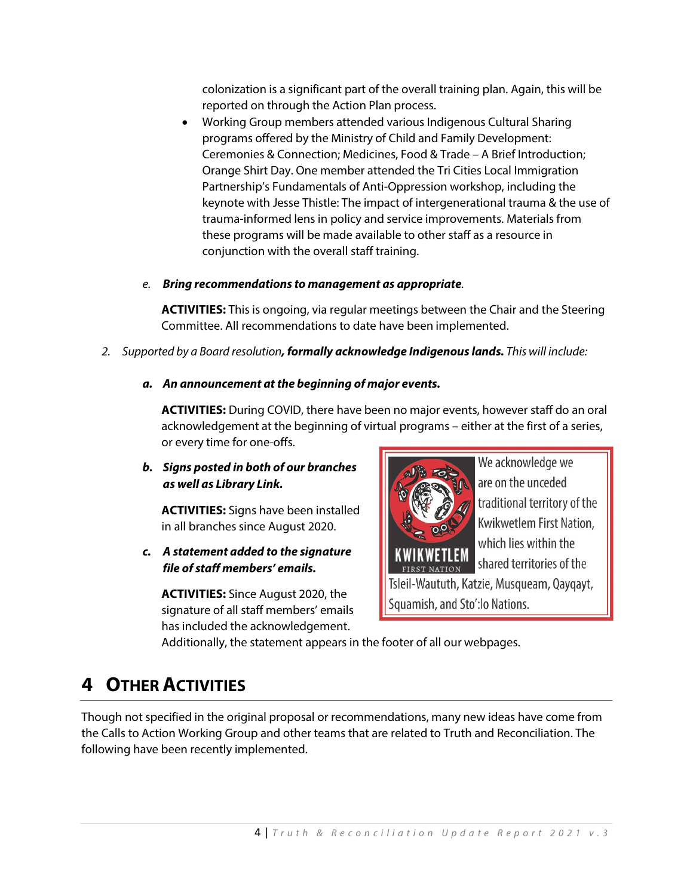colonization is a significant part of the overall training plan. Again, this will be reported on through the Action Plan process.

- Working Group members attended various Indigenous Cultural Sharing programs offered by the Ministry of Child and Family Development: Ceremonies & Connection; Medicines, Food & Trade – A Brief Introduction; Orange Shirt Day. One member attended the Tri Cities Local Immigration Partnership's Fundamentals of Anti-Oppression workshop, including the keynote with Jesse Thistle: The impact of intergenerational trauma & the use of trauma-informed lens in policy and service improvements. Materials from these programs will be made available to other staff as a resource in conjunction with the overall staff training.

e. ***Bring recommendations to management as appropriate***.

**ACTIVITIES:** This is ongoing, via regular meetings between the Chair and the Steering Committee. All recommendations to date have been implemented.

2. *Supported by a Board resolution**, formally acknowledge Indigenous lands.** This will include:*

a. ***An announcement at the beginning of major events.***

**ACTIVITIES:** During COVID, there have been no major events, however staff do an oral acknowledgement at the beginning of virtual programs – either at the first of a series, or every time for one-offs.

b. ***Signs posted in both of our branches as well as Library Link.***

**ACTIVITIES:** Signs have been installed in all branches since August 2020.

We acknowledge we are on the unceded traditional territory of the Kwikwetlem First Nation, which lies within the shared territories of the Tsleil-Waututh, Katzie, Musqueam, Qayqayt, Squamish, and Sto':lo Nations.

c. ***A statement added to the signature file of staff members' emails.***

**ACTIVITIES:** Since August 2020, the signature of all staff members' emails has included the acknowledgement. Additionally, the statement appears in the footer of all our webpages.

# 4 Other Activities

Though not specified in the original proposal or recommendations, many new ideas have come from the Calls to Action Working Group and other teams that are related to Truth and Reconciliation. The following have been recently implemented.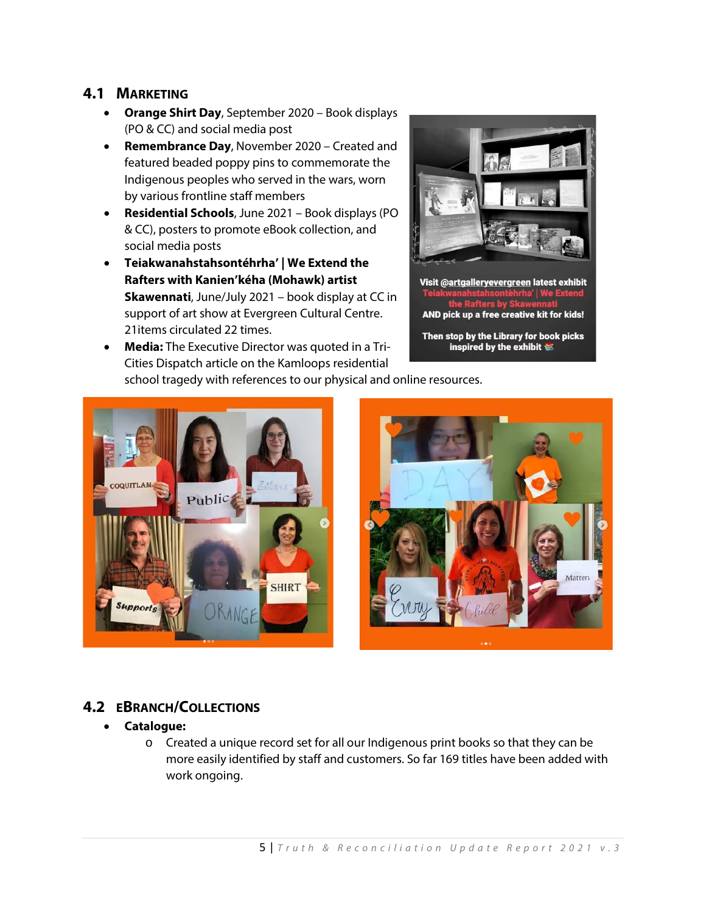## 4.1 Marketing

- **Orange Shirt Day**, September 2020 – Book displays (PO & CC) and social media post
- **Remembrance Day**, November 2020 – Created and featured beaded poppy pins to commemorate the Indigenous peoples who served in the wars, worn by various frontline staff members
- **Residential Schools**, June 2021 – Book displays (PO & CC), posters to promote eBook collection, and social media posts
- **Teiakwanahstahsontéhrha' | We Extend the Rafters with Kanien'kéha (Mohawk) artist Skawennati**, June/July 2021 – book display at CC in support of art show at Evergreen Cultural Centre. 21items circulated 22 times.
- **Media:** The Executive Director was quoted in a Tri-Cities Dispatch article on the Kamloops residential school tragedy with references to our physical and online resources.

## 4.2 eBranch/Collections

- **Catalogue:**
    - Created a unique record set for all our Indigenous print books so that they can be more easily identified by staff and customers. So far 169 titles have been added with work ongoing.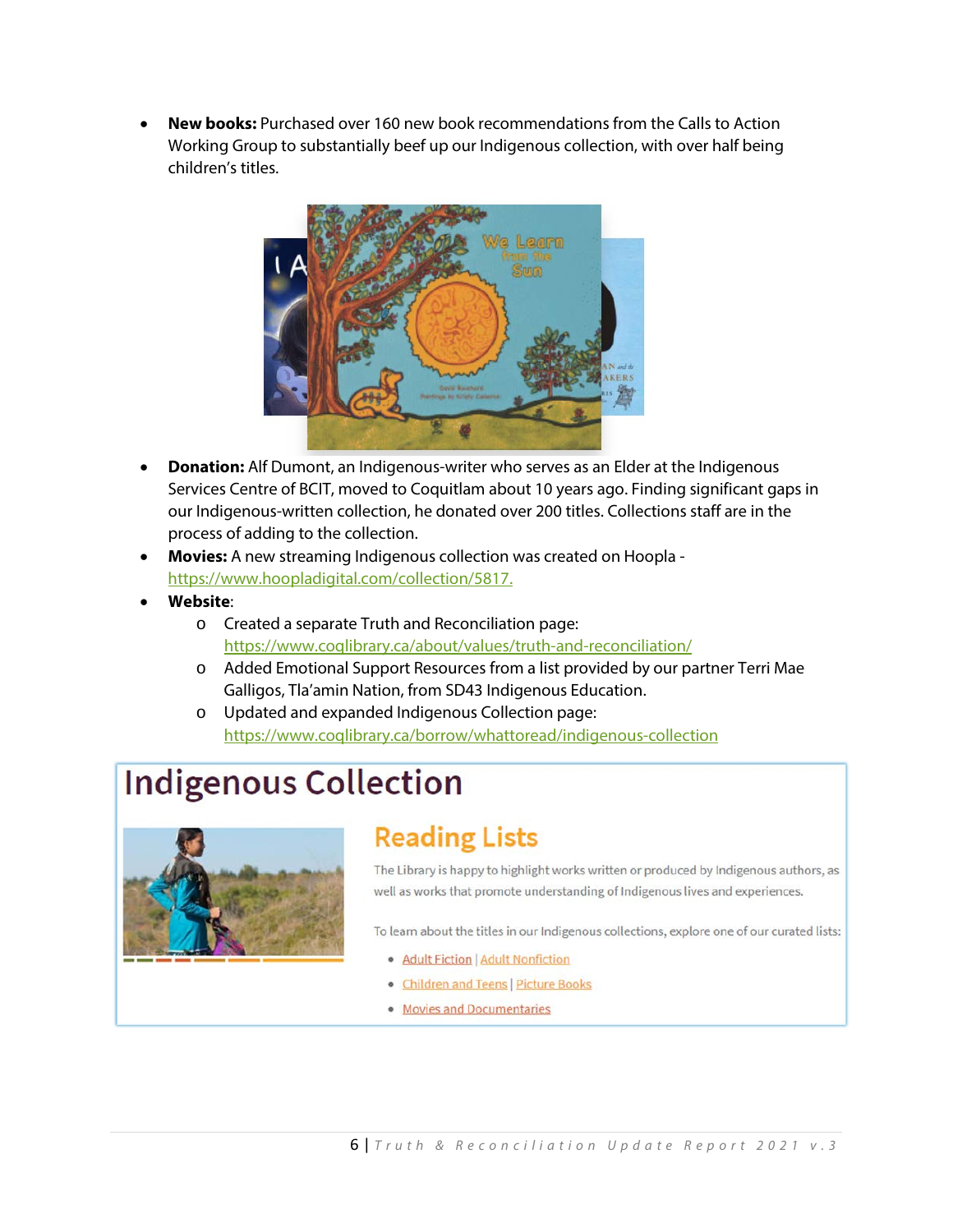- **New books:** Purchased over 160 new book recommendations from the Calls to Action Working Group to substantially beef up our Indigenous collection, with over half being children's titles.
- **Donation:** Alf Dumont, an Indigenous-writer who serves as an Elder at the Indigenous Services Centre of BCIT, moved to Coquitlam about 10 years ago. Finding significant gaps in our Indigenous-written collection, he donated over 200 titles. Collections staff are in the process of adding to the collection.
- **Movies:** A new streaming Indigenous collection was created on Hoopla - https://www.hoopladigital.com/collection/5817.
- **Website**:
  - Created a separate Truth and Reconciliation page: https://www.coqlibrary.ca/about/values/truth-and-reconciliation/
  - Added Emotional Support Resources from a list provided by our partner Terri Mae Galligos, Tla'amin Nation, from SD43 Indigenous Education.
  - Updated and expanded Indigenous Collection page: https://www.coqlibrary.ca/borrow/whattoread/indigenous-collection

# Indigenous Collection

## Reading Lists

The Library is happy to highlight works written or produced by Indigenous authors, as well as works that promote understanding of Indigenous lives and experiences.

To learn about the titles in our Indigenous collections, explore one of our curated lists:

- Adult Fiction | Adult Nonfiction
- Children and Teens | Picture Books
- Movies and Documentaries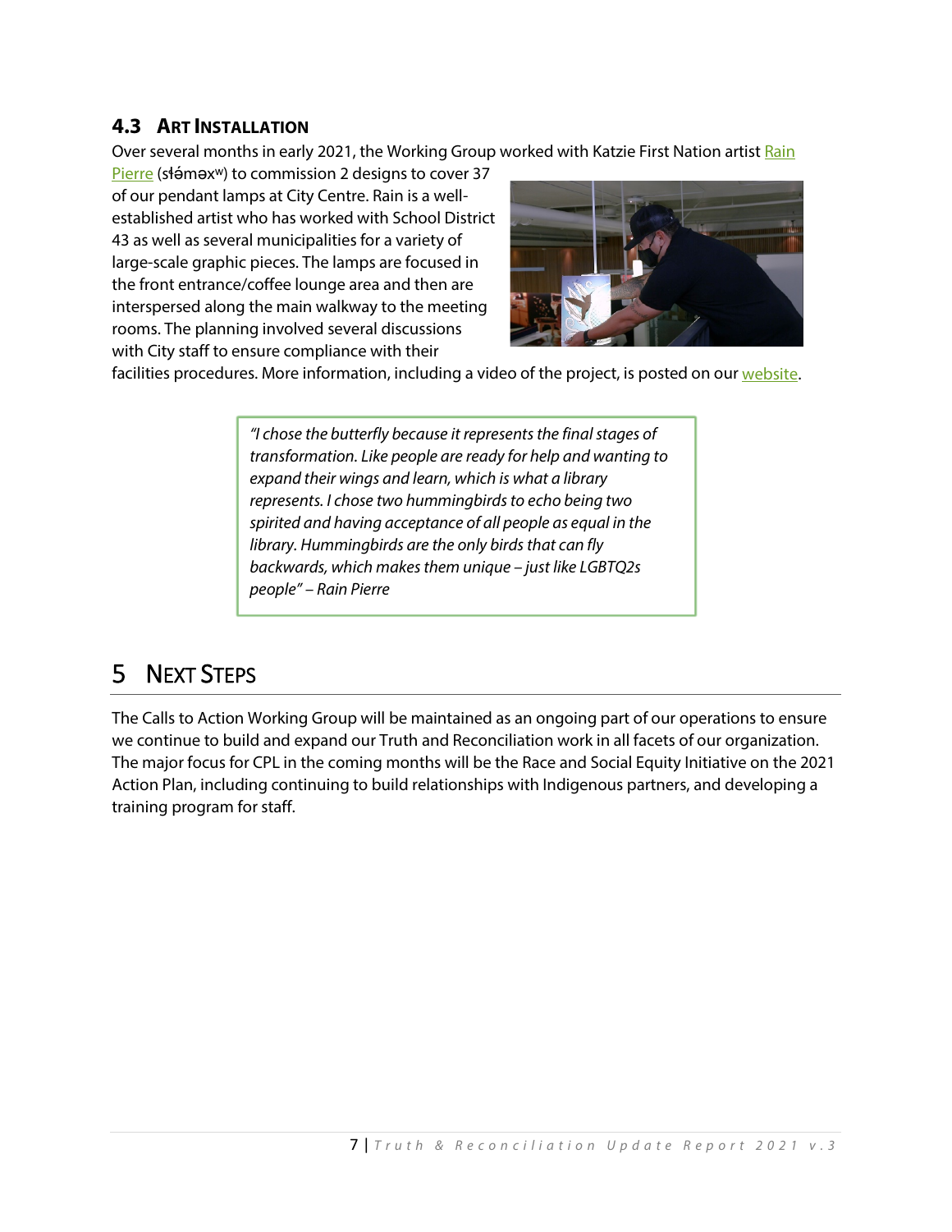### 4.3 Art Installation

Over several months in early 2021, the Working Group worked with Katzie First Nation artist Rain Pierre (sɬə́məxʷ) to commission 2 designs to cover 37 of our pendant lamps at City Centre. Rain is a well-established artist who has worked with School District 43 as well as several municipalities for a variety of large-scale graphic pieces. The lamps are focused in the front entrance/coffee lounge area and then are interspersed along the main walkway to the meeting rooms. The planning involved several discussions with City staff to ensure compliance with their facilities procedures. More information, including a video of the project, is posted on our website.

> *"I chose the butterfly because it represents the final stages of transformation. Like people are ready for help and wanting to expand their wings and learn, which is what a library represents. I chose two hummingbirds to echo being two spirited and having acceptance of all people as equal in the library. Hummingbirds are the only birds that can fly backwards, which makes them unique – just like LGBTQ2s people" – Rain Pierre*

## 5 Next Steps

The Calls to Action Working Group will be maintained as an ongoing part of our operations to ensure we continue to build and expand our Truth and Reconciliation work in all facets of our organization. The major focus for CPL in the coming months will be the Race and Social Equity Initiative on the 2021 Action Plan, including continuing to build relationships with Indigenous partners, and developing a training program for staff.